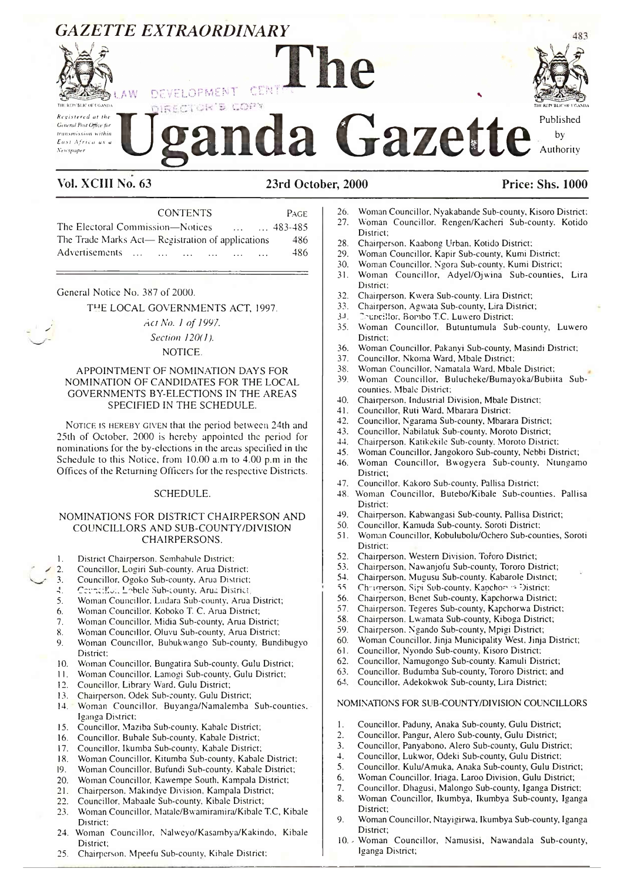*GAZETTE EXTRAORDINARY*

# The Uganda Gazette

*Registered at the General Post Office for transmission within East Africa as a Newspaper*

Published by Authority

**Vol. XCIII No. 63** | **23rd October, 2000** | **Price: Shs. 1000**

| CONTENTS | PAGE |
|---|---|
| The Electoral Commission—Notices ... ... | 483-485 |
| The Trade Marks Act— Registration of applications | 486 |
| Advertisements ... ... ... ... ... ... | 486 |

General Notice No. 387 of 2000.

THE LOCAL GOVERNMENTS ACT, 1997.

*Act No. 1 of 1997.*

*Section 120(1).*

NOTICE.

APPOINTMENT OF NOMINATION DAYS FOR NOMINATION OF CANDIDATES FOR THE LOCAL GOVERNMENTS BY-ELECTIONS IN THE AREAS SPECIFIED IN THE SCHEDULE.

NOTICE IS HEREBY GIVEN that the period between 24th and 25th of October, 2000 is hereby appointed the period for nominations for the by-elections in the areas specified in the Schedule to this Notice, from 10.00 a.m to 4.00 p.m in the Offices of the Returning Officers for the respective Districts.

SCHEDULE.

NOMINATIONS FOR DISTRICT CHAIRPERSON AND COUNCILLORS AND SUB-COUNTY/DIVISION CHAIRPERSONS.

1. District Chairperson, Sembabule District;
2. Councillor, Logiri Sub-county, Arua District;
3. Councillor, Ogoko Sub-county, Arua District;
4. Councillor, Lobule Sub-county, Arua District;
5. Woman Councillor, Ludara Sub-county, Arua District;
6. Woman Councillor, Koboko T. C. Arua District;
7. Woman Councillor, Midia Sub-county, Arua District;
8. Woman Councillor, Oluvu Sub-county, Arua District;
9. Woman Councillor, Bubukwango Sub-county, Bundibugyo District;
10. Woman Councillor, Bungatira Sub-county, Gulu District;
11. Woman Councillor, Lamogi Sub-county, Gulu District;
12. Councillor, Library Ward, Gulu District;
13. Chairperson, Odek Sub-county, Gulu District;
14. Woman Councillor, Buyanga/Namalemba Sub-counties, Iganga District;
15. Councillor, Maziba Sub-county, Kabale District;
16. Councillor, Bubale Sub-county, Kabale District;
17. Councillor, Ikumba Sub-county, Kabale District;
18. Woman Councillor, Kitumba Sub-county, Kabale District;
19. Woman Councillor, Bufundi Sub-county, Kabale District;
20. Woman Councillor, Kawempe South, Kampala District;
21. Chairperson, Makindye Division, Kampala District;
22. Councillor, Mabaale Sub-county, Kibale District;
23. Woman Councillor, Matale/Bwamiramira/Kibale T.C, Kibale District;
24. Woman Councillor, Nalweyo/Kasambya/Kakindo, Kibale District;
25. Chairperson, Mpeefu Sub-county, Kibale District;
26. Woman Councillor, Nyakabande Sub-county, Kisoro District;
27. Woman Councillor, Rengen/Kacheri Sub-county, Kotido District;
28. Chairperson, Kaabong Urban, Kotido District;
29. Woman Councillor, Kapir Sub-county, Kumi District;
30. Woman Councillor, Ngora Sub-county, Kumi District;
31. Woman Councillor, Adyel/Ojwina Sub-counties, Lira District;
32. Chairperson, Kwera Sub-county, Lira District;
33. Chairperson, Agwata Sub-county, Lira District;
34. Councillor, Bombo T.C. Luwero District;
35. Woman Councillor, Butuntumula Sub-county, Luwero District;
36. Woman Councillor, Pakanyi Sub-county, Masindi District;
37. Councillor, Nkoma Ward, Mbale District;
38. Woman Councillor, Namatala Ward, Mbale District;
39. Woman Councillor, Bulucheke/Bumayoka/Bubiita Sub-counties, Mbale District;
40. Chairperson, Industrial Division, Mbale District;
41. Councillor, Ruti Ward, Mbarara District;
42. Councillor, Ngarama Sub-county, Mbarara District;
43. Councillor, Nabilatuk Sub-county, Moroto District;
44. Chairperson, Katikekile Sub-county, Moroto District;
45. Woman Councillor, Jangokoro Sub-county, Nebbi District;
46. Woman Councillor, Bwogyera Sub-county, Ntungamo District;
47. Councillor, Kakoro Sub-county, Pallisa District;
48. Woman Councillor, Butebo/Kibale Sub-counties, Pallisa District;
49. Chairperson, Kabwangasi Sub-county, Pallisa District;
50. Councillor, Kamuda Sub-county, Soroti District;
51. Woman Councillor, Kobulubolu/Ochero Sub-counties, Soroti District;
52. Chairperson, Western Division, Tororo District;
53. Chairperson, Nawanjofu Sub-county, Tororo District;
54. Chairperson, Mugusu Sub-county, Kabarole District;
55. Chairperson, Sipi Sub-county, Kapchorwa District;
56. Chairperson, Benet Sub-county, Kapchorwa District;
57. Chairperson, Tegeres Sub-county, Kapchorwa District;
58. Chairperson, Lwamata Sub-county, Kiboga District;
59. Chairperson, Ngando Sub-county, Mpigi District;
60. Woman Councillor, Jinja Municipality West, Jinja District;
61. Councillor, Nyondo Sub-county, Kisoro District;
62. Councillor, Namugongo Sub-county, Kamuli District;
63. Councillor, Budumba Sub-county, Tororo District; and
64. Councillor, Adekokwok Sub-county, Lira District;

NOMINATIONS FOR SUB-COUNTY/DIVISION COUNCILLORS

1. Councillor, Paduny, Anaka Sub-county, Gulu District;
2. Councillor, Pangur, Alero Sub-county, Gulu District;
3. Councillor, Panyabono, Alero Sub-county, Gulu District;
4. Councillor, Lukwor, Odeki Sub-county, Gulu District;
5. Councillor, Kulu/Amuka, Anaka Sub-county, Gulu District;
6. Woman Councillor, Iriaga, Laroo Division, Gulu District;
7. Councillor, Dhagusi, Malongo Sub-county, Iganga District;
8. Woman Councillor, Ikumbya, Ikumbya Sub-county, Iganga District;
9. Woman Councillor, Ntayigirwa, Ikumbya Sub-county, Iganga District;
10. Woman Councillor, Namusisi, Nawandala Sub-county, Iganga District;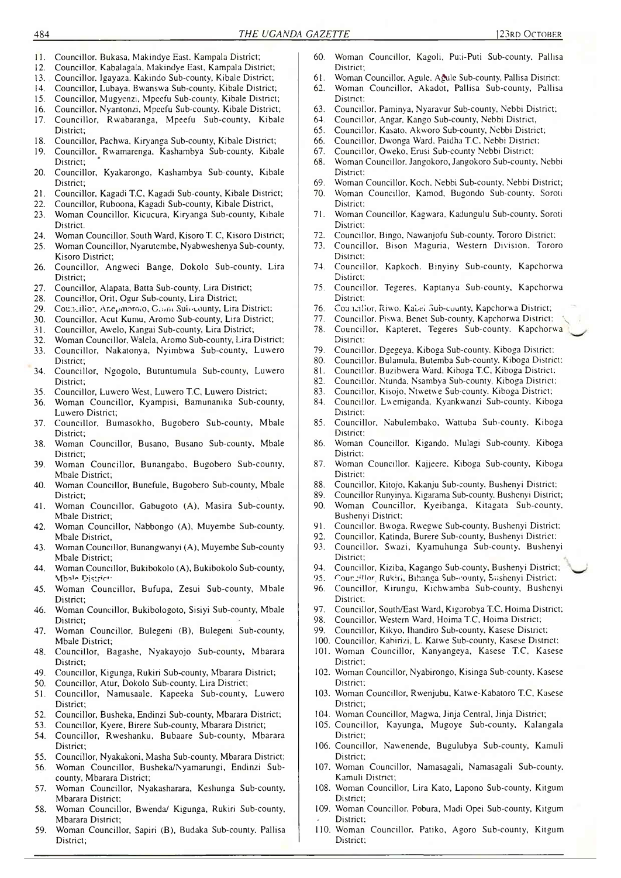11. Councillor, Bukasa, Makindye East, Kampala District;
12. Councillor, Kabalagala, Makindye East, Kampala District;
13. Councillor, Igayaza, Kakindo Sub-county, Kibale District;
14. Councillor, Lubaya, Bwanswa Sub-county, Kibale District;
15. Councillor, Mugyenzi, Mpeefu Sub-county, Kibale District;
16. Councillor, Nyantonzi, Mpeefu Sub-county, Kibale District;
17. Councillor, Rwabaranga, Mpeefu Sub-county, Kibale District;
18. Councillor, Pachwa, Kiryanga Sub-county, Kibale District;
19. Councillor, Rwamarenga, Kashambya Sub-county, Kibale District;
20. Councillor, Kyakarongo, Kashambya Sub-county, Kibale District;
21. Councillor, Kagadi T.C, Kagadi Sub-county, Kibale District;
22. Councillor, Ruboona, Kagadi Sub-county, Kibale District,
23. Woman Councillor, Kicucura, Kiryanga Sub-county, Kibale District.
24. Woman Councillor, South Ward, Kisoro T. C, Kisoro District;
25. Woman Councillor, Nyarutembe, Nyabweshenya Sub-county, Kisoro District;
26. Councillor, Angweci Bange, Dokolo Sub-county, Lira District;
27. Councillor, Alapata, Batta Sub-county, Lira District;
28. Councillor, Orit, Ogur Sub-county, Lira District;
29. Councillor, Anepmoroo, Ccm Sub-county, Lira District;
30. Councillor, Acut Kumu, Aromo Sub-county, Lira District;
31. Councillor, Awelo, Kangai Sub-county, Lira District;
32. Woman Councillor, Walela, Aromo Sub-county, Lira District;
33. Councillor, Nakatonya, Nyimbwa Sub-county, Luwero District;
34. Councillor, Ngogolo, Butuntumula Sub-county, Luwero District;
35. Councillor, Luwero West, Luwero T.C, Luwero District;
36. Woman Councillor, Kyampisi, Bamunanika Sub-county, Luwero District;
37. Councillor, Bumasokho, Bugobero Sub-county, Mbale District;
38. Woman Councillor, Busano, Busano Sub-county, Mbale District;
39. Woman Councillor, Bunangabo, Bugobero Sub-county, Mbale District;
40. Woman Councillor, Bunefule, Bugobero Sub-county, Mbale District;
41. Woman Councillor, Gabugoto (A), Masira Sub-county, Mbale District;
42. Woman Councillor, Nabbongo (A), Muyembe Sub-county, Mbale District,
43. Woman Councillor, Bunangwanyi (A), Muyembe Sub-county Mbale District;
44. Woman Councillor, Bukibokolo (A), Bukibokolo Sub-county, Mbale District;
45. Woman Councillor, Bufupa, Zesui Sub-county, Mbale District;
46. Woman Councillor, Bukibologoto, Sisiyi Sub-county, Mbale District;
47. Woman Councillor, Bulegeni (B), Bulegeni Sub-county, Mbale District;
48. Councillor, Bagashe, Nyakayojo Sub-county, Mbarara District;
49. Councillor, Kigunga, Rukiri Sub-county, Mbarara District;
50. Councillor, Atur, Dokolo Sub-county, Lira District;
51. Councillor, Namusaale, Kapeeka Sub-county, Luwero District;
52. Councillor, Busheka, Endinzi Sub-county, Mbarara District;
53. Councillor, Kyere, Birere Sub-county, Mbarara District;
54. Councillor, Rweshanku, Bubaare Sub-county, Mbarara District;
55. Councillor, Nyakakoni, Masha Sub-county, Mbarara District;
56. Woman Councillor, Busheka/Nyamarungi, Endinzi Sub-county, Mbarara District;
57. Woman Councillor, Nyakasharara, Keshunga Sub-county, Mbarara District;
58. Woman Councillor, Bwenda/ Kigunga, Rukiri Sub-county, Mbarara District;
59. Woman Councillor, Sapiri (B), Budaka Sub-county, Pallisa District;
60. Woman Councillor, Kagoli, Puti-Puti Sub-county, Pallisa District;
61. Woman Councillor, Agule, Agule Sub-county, Pallisa District;
62. Woman Councillor, Akadot, Pallisa Sub-county, Pallisa District;
63. Councillor, Paminya, Nyaravur Sub-county, Nebbi District;
64. Councillor, Angar, Kango Sub-county, Nebbi District,
65. Councillor, Kasato, Akworo Sub-county, Nebbi District;
66. Councillor, Dwonga Ward, Paidha T.C, Nebbi District;
67. Councillor, Oweko, Erusi Sub-county Nebbi District;
68. Woman Councillor, Jangokoro, Jangokoro Sub-county, Nebbi District;
69. Woman Councillor, Koch, Nebbi Sub-county, Nebbi District;
70. Woman Councillor, Kamod, Bugondo Sub-county, Soroti District;
71. Woman Councillor, Kagwara, Kadungulu Sub-county, Soroti District;
72. Councillor, Bingo, Nawanjofu Sub-county, Tororo District;
73. Councillor, Bison Maguria, Western Division, Tororo District;
74. Councillor, Kapkoch, Binyiny Sub-county, Kapchorwa District;
75. Councillor, Tegeres, Kaptanya Sub-county, Kapchorwa District;
76. Councillor, Riwo, Kabei Sub-county, Kapchorwa District;
77. Councillor, Piswa, Benet Sub-county, Kapchorwa District;
78. Councillor, Kapteret, Tegeres Sub-county, Kapchorwa District;
79. Councillor, Dgegeya, Kiboga Sub-county, Kiboga District;
80. Councillor, Bulamula, Butemba Sub-county, Kiboga District;
81. Councillor, Buzibwera Ward, Kiboga T.C, Kiboga District;
82. Councillor, Ntunda, Nsambya Sub-county, Kiboga District;
83. Councillor, Kisojo, Ntwetwe Sub-county, Kiboga District;
84. Councillor, Lwemiganda, Kyankwanzi Sub-county, Kiboga District;
85. Councillor, Nabulembako, Wattuba Sub-county, Kiboga District;
86. Woman Councillor, Kigando, Mulagi Sub-county, Kiboga District;
87. Woman Councillor, Kajjeere, Kiboga Sub-county, Kiboga District;
88. Councillor, Kitojo, Kakanju Sub-county, Bushenyi District;
89. Councillor Runyinya, Kigarama Sub-county, Bushenyi District;
90. Woman Councillor, Kyeibanga, Kitagata Sub-county, Bushenyi District;
91. Councillor, Bwoga, Rwegwe Sub-county, Bushenyi District;
92. Councillor, Katinda, Burere Sub-county, Bushenyi District;
93. Councillor, Swazi, Kyamuhunga Sub-county, Bushenyi District;
94. Councillor, Kiziba, Kagango Sub-county, Bushenyi District;
95. Councillor, Rukiri, Bihanga Sub-county, Bushenyi District;
96. Councillor, Kirungu, Kichwamba Sub-county, Bushenyi District;
97. Councillor, South/East Ward, Kigorobya T.C, Hoima District;
98. Councillor, Western Ward, Hoima T.C, Hoima District;
99. Councillor, Kikyo, Ihandiro Sub-county, Kasese District;
100. Councillor, Kabirizi, L. Katwe Sub-county, Kasese District;
101. Woman Councillor, Kanyangeya, Kasese T.C, Kasese District;
102. Woman Councillor, Nyabirongo, Kisinga Sub-county, Kasese District;
103. Woman Councillor, Rwenjubu, Katwe-Kabatoro T.C, Kasese District;
104. Woman Councillor, Magwa, Jinja Central, Jinja District;
105. Councillor, Kayunga, Mugoye Sub-county, Kalangala District;
106. Councillor, Nawenende, Bugulubya Sub-county, Kamuli District;
107. Woman Councillor, Namasagali, Namasagali Sub-county, Kamuli District;
108. Woman Councillor, Lira Kato, Lapono Sub-county, Kitgum District;
109. Woman Councillor, Pobura, Madi Opei Sub-county, Kitgum District;
110. Woman Councillor, Patiko, Agoro Sub-county, Kitgum District;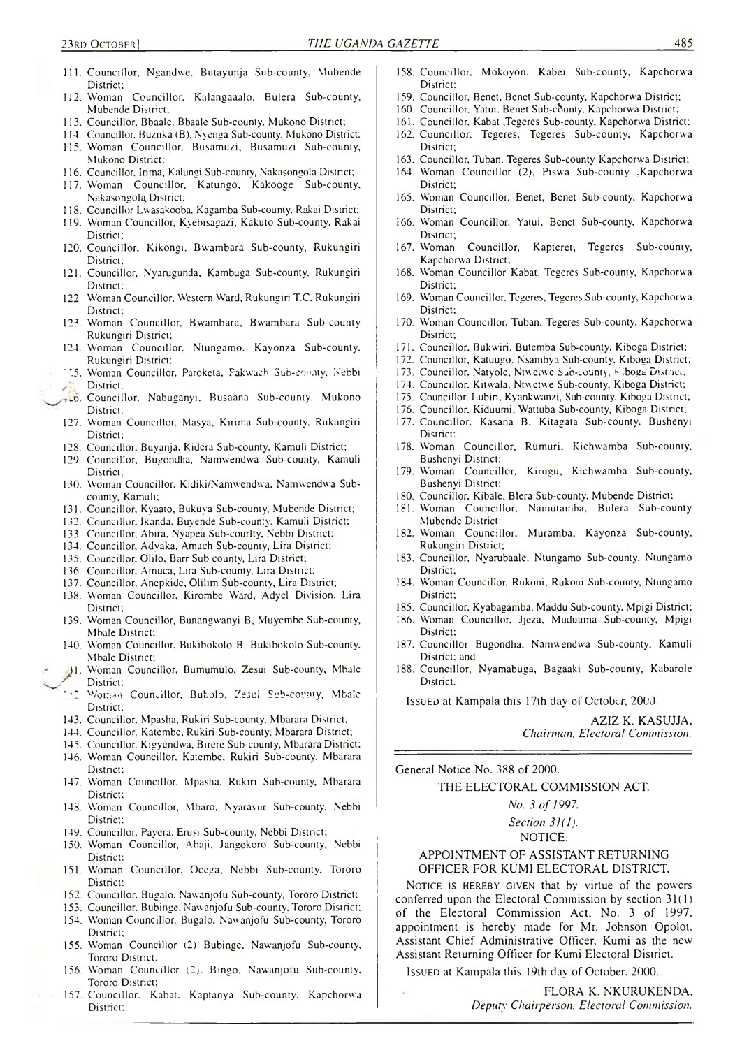111. Councillor, Ngandwe, Butayunja Sub-county, Mubende District;
112. Woman Councillor, Kalangaaalo, Bulera Sub-county, Mubende District;
113. Councillor, Bbaale, Bbaale Sub-county, Mukono District;
114. Councillor, Buziika (B), Nyenga Sub-county, Mukono District;
115. Woman Councillor, Busamuzi, Busamuzi Sub-county, Mukono District;
116. Councillor, Irima, Kalungi Sub-county, Nakasongola District;
117. Woman Councillor, Katungo, Kakooge Sub-county, Nakasongola District;
118. Councillor Lwasakooba, Kagamba Sub-county, Rakai District;
119. Woman Councillor, Kyebisagazi, Kakuto Sub-county, Rakai District;
120. Councillor, Kikongi, Bwambara Sub-county, Rukungiri District;
121. Councillor, Nyarugunda, Kambuga Sub-county, Rukungiri District;
122. Woman Councillor, Western Ward, Rukungiri T.C. Rukungiri District;
123. Woman Councillor, Bwambara, Bwambara Sub-county Rukungiri District;
124. Woman Councillor, Ntungamo, Kayonza Sub-county, Rukungiri District;
125. Woman Councillor, Paroketa, Pakwach Sub-county, Nebbi District;
126. Councillor, Nabuganyi, Busaana Sub-county, Mukono District;
127. Woman Councillor, Masya, Kirima Sub-county, Rukungiri District;
128. Councillor, Buyanja, Kidera Sub-county, Kamuli District;
129. Councillor, Bugondha, Namwendwa Sub-county, Kamuli District;
130. Woman Councillor, Kidiki/Namwendwa, Namwendwa Sub-county, Kamuli;
131. Councillor, Kyaato, Bukuya Sub-county, Mubende District;
132. Councillor, Ikanda, Buyende Sub-county, Kamuli District;
133. Councillor, Abira, Nyapea Sub-courlty, Nebbi District;
134. Councillor, Adyaka, Amach Sub-county, Lira District;
135. Councillor, Olilo, Barr Sub county, Lira District;
136. Councillor, Amuca, Lira Sub-county, Lira District;
137. Councillor, Anepkide, Olilim Sub-county, Lira District;
138. Woman Councillor, Kirombe Ward, Adyel Division, Lira District;
139. Woman Councillor, Bunangwanyi B, Muyembe Sub-county, Mbale District;
140. Woman Councillor, Bukibokolo B, Bukibokolo Sub-county, Mbale District;
141. Woman Councillor, Bumumulo, Zesui Sub-county, Mbale District;
142. Woman Councillor, Bubolo, Zesui Sub-county, Mbale District;
143. Councillor, Mpasha, Rukiri Sub-county, Mbarara District;
144. Councillor, Katembe, Rukiri Sub-county, Mbarara District;
145. Councillor, Kigyendwa, Birere Sub-county, Mbarara District;
146. Woman Councillor, Katembe, Rukiri Sub-county, Mbarara District;
147. Woman Councillor, Mpasha, Rukiri Sub-county, Mbarara District;
148. Woman Councillor, Mbaro, Nyaravur Sub-county, Nebbi District;
149. Councillor, Payera, Erusi Sub-county, Nebbi District;
150. Woman Councillor, Abaji, Jangokoro Sub-county, Nebbi District;
151. Woman Councillor, Ocega, Nebbi Sub-county, Tororo District;
152. Councillor, Bugalo, Nawanjofu Sub-county, Tororo District;
153. Councillor, Bubinge, Nawanjofu Sub-county, Tororo District;
154. Woman Councillor, Bugalo, Nawanjofu Sub-county, Tororo District;
155. Woman Councillor (2) Bubinge, Nawanjofu Sub-county, Tororo District;
156. Woman Councillor (2), Bingo, Nawanjofu Sub-county, Tororo District;
157. Councillor, Kabat, Kaptanya Sub-county, Kapchorwa District;
158. Councillor, Mokoyon, Kabei Sub-county, Kapchorwa District;
159. Councillor, Benet, Benet Sub-county, Kapchorwa District;
160. Councillor, Yatui, Benet Sub-county, Kapchorwa District;
161. Councillor, Kabat ,Tegeres Sub-county, Kapchorwa District;
162. Councillor, Tegeres, Tegeres Sub-county, Kapchorwa District;
163. Councillor, Tuban, Tegeres Sub-county Kapchorwa District;
164. Woman Councillor (2), Piswa Sub-county ,Kapchorwa District;
165. Woman Councillor, Benet, Benet Sub-county, Kapchorwa District;
166. Woman Councillor, Yatui, Benet Sub-county, Kapchorwa District;
167. Woman Councillor, Kapteret, Tegeres Sub-county, Kapchorwa District;
168. Woman Councillor Kabat, Tegeres Sub-county, Kapchorwa District;
169. Woman Councillor, Tegeres, Tegeres Sub-county, Kapchorwa District;
170. Woman Councillor, Tuban, Tegeres Sub-county, Kapchorwa District;
171. Councillor, Bukwiri, Butemba Sub-county, Kiboga District;
172. Councillor, Katuugo, Nsambya Sub-county, Kiboga District;
173. Councillor, Natyole, Ntwetwe Sub-county, Kiboga District;
174. Councillor, Kitwala, Ntwetwe Sub-county, Kiboga District;
175. Councillor, Lubiri, Kyankwanzi, Sub-county, Kiboga District;
176. Councillor, Kiduumi, Wattuba Sub-county, Kiboga District;
177. Councillor, Kasana B, Kitagata Sub-county, Bushenyi District;
178. Woman Councillor, Rumuri, Kichwamba Sub-county, Bushenyi District;
179. Woman Councillor, Kirugu, Kichwamba Sub-county, Bushenyi District;
180. Councillor, Kibale, Blera Sub-county, Mubende District;
181. Woman Councillor, Namutamba, Bulera Sub-county Mubende District;
182. Woman Councillor, Muramba, Kayonza Sub-county, Rukungiri District;
183. Councillor, Nyarubaale, Ntungamo Sub-county, Ntungamo District;
184. Woman Councillor, Rukoni, Rukoni Sub-county, Ntungamo District;
185. Councillor, Kyabagamba, Maddu Sub-county, Mpigi District;
186. Woman Councillor, Jjeza, Muduuma Sub-county, Mpigi District;
187. Councillor Bugondha, Namwendwa Sub-county, Kamuli District; and
188. Councillor, Nyamabuga, Bagaaki Sub-county, Kabarole District.

ISSUED at Kampala this 17th day of October, 2000.

AZIZ K. KASUJJA,
*Chairman, Electoral Commission.*

---

General Notice No. 388 of 2000.

THE ELECTORAL COMMISSION ACT.

*No. 3 of 1997.*

*Section 31(1).*

NOTICE.

APPOINTMENT OF ASSISTANT RETURNING OFFICER FOR KUMI ELECTORAL DISTRICT.

NOTICE IS HEREBY GIVEN that by virtue of the powers conferred upon the Electoral Commission by section 31(1) of the Electoral Commission Act, No. 3 of 1997, appointment is hereby made for Mr. Johnson Opolot, Assistant Chief Administrative Officer, Kumi as the new Assistant Returning Officer for Kumi Electoral District.

ISSUED at Kampala this 19th day of October, 2000.

FLORA K. NKURUKENDA,
*Deputy Chairperson, Electoral Commission.*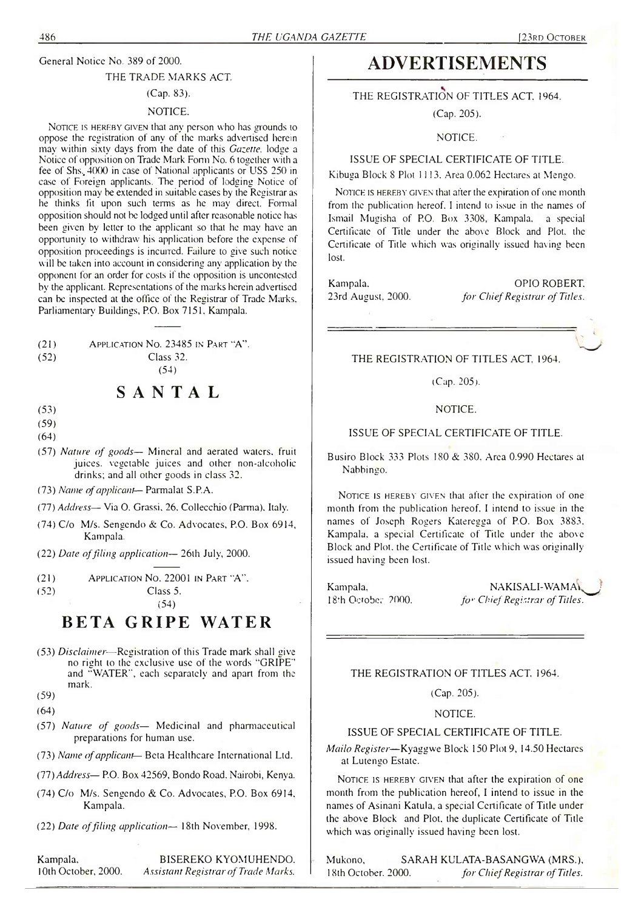General Notice No. 389 of 2000.

THE TRADE MARKS ACT.

(Cap. 83).

NOTICE.

NOTICE IS HEREBY GIVEN that any person who has grounds to oppose the registration of any of the marks advertised herein may within sixty days from the date of this *Gazette*, lodge a Notice of opposition on Trade Mark Form No. 6 together with a fee of Shs. 4000 in case of National applicants or US$ 250 in case of Foreign applicants. The period of lodging Notice of opposition may be extended in suitable cases by the Registrar as he thinks fit upon such terms as he may direct. Formal opposition should not be lodged until after reasonable notice has been given by letter to the applicant so that he may have an opportunity to withdraw his application before the expense of opposition proceedings is incurred. Failure to give such notice will be taken into account in considering any application by the opponent for an order for costs if the opposition is uncontested by the applicant. Representations of the marks herein advertised can be inspected at the office of the Registrar of Trade Marks, Parliamentary Buildings, P.O. Box 7151, Kampala.

(21) APPLICATION No. 23485 IN PART "A".

(52) Class 32.

(54)

## SANTAL

(53)

(59)

(64)

(57) *Nature of goods*— Mineral and aerated waters, fruit juices, vegetable juices and other non-alcoholic drinks; and all other goods in class 32.

(73) *Name of applicant*— Parmalat S.P.A.

(77) *Address*— Via O. Grassi, 26, Collecchio (Parma), Italy.

(74) C/o M/s. Sengendo & Co. Advocates, P.O. Box 6914, Kampala.

(22) *Date of filing application*— 26th July, 2000.

(21) APPLICATION No. 22001 IN PART "A".

(52) Class 5.

(54)

## BETA GRIPE WATER

(53) *Disclaimer*—Registration of this Trade mark shall give no right to the exclusive use of the words "GRIPE" and "WATER", each separately and apart from the mark.

(59)

(64)

(57) *Nature of goods*— Medicinal and pharmaceutical preparations for human use.

(73) *Name of applicant*— Beta Healthcare International Ltd.

(77) *Address*— P.O. Box 42569, Bondo Road, Nairobi, Kenya.

(74) C/o M/s. Sengendo & Co. Advocates, P.O. Box 6914, Kampala.

(22) *Date of filing application*— 18th November, 1998.

Kampala, 10th October, 2000.

BISEREKO KYOMUHENDO, *Assistant Registrar of Trade Marks.*

# ADVERTISEMENTS

THE REGISTRATION OF TITLES ACT, 1964.

(Cap. 205).

NOTICE.

ISSUE OF SPECIAL CERTIFICATE OF TITLE.

Kibuga Block 8 Plot 1113, Area 0.062 Hectares at Mengo.

NOTICE IS HEREBY GIVEN that after the expiration of one month from the publication hereof, I intend to issue in the names of Ismail Mugisha of P.O. Box 3308, Kampala, a special Certificate of Title under the above Block and Plot, the Certificate of Title which was originally issued having been lost.

Kampala, 23rd August, 2000.

OPIO ROBERT, *for Chief Registrar of Titles.*

THE REGISTRATION OF TITLES ACT, 1964.

(Cap. 205).

NOTICE.

ISSUE OF SPECIAL CERTIFICATE OF TITLE.

Busiro Block 333 Plots 180 & 380, Area 0.990 Hectares at Nabbingo.

NOTICE IS HEREBY GIVEN that after the expiration of one month from the publication hereof, I intend to issue in the names of Joseph Rogers Kateregga of P.O. Box 3883, Kampala, a special Certificate of Title under the above Block and Plot, the Certificate of Title which was originally issued having been lost.

Kampala, 18th October, 2000.

NAKISALI-WAMALA, *for Chief Registrar of Titles.*

THE REGISTRATION OF TITLES ACT, 1964.

(Cap. 205).

NOTICE.

ISSUE OF SPECIAL CERTIFICATE OF TITLE.

*Mailo Register*—Kyaggwe Block 150 Plot 9, 14.50 Hectares at Lutengo Estate.

NOTICE IS HEREBY GIVEN that after the expiration of one month from the publication hereof, I intend to issue in the names of Asinani Katula, a special Certificate of Title under the above Block and Plot, the duplicate Certificate of Title which was originally issued having been lost.

Mukono, 18th October, 2000.

SARAH KULATA-BASANGWA (MRS.), *for Chief Registrar of Titles.*